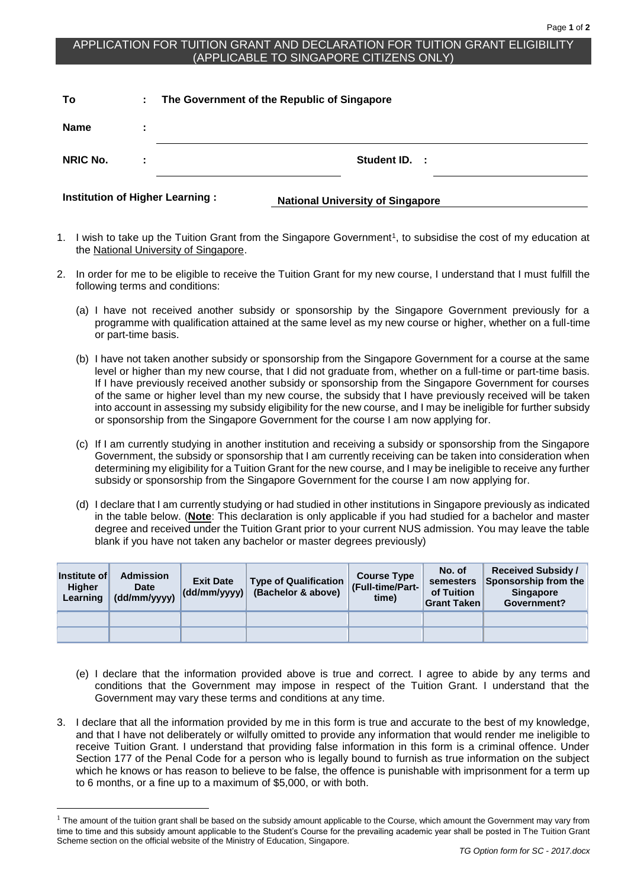# APPLICATION FOR TUITION GRANT AND DECLARATION FOR TUITION GRANT ELIGIBILITY (APPLICABLE TO SINGAPORE CITIZENS ONLY)

**To** : **The Government of the Republic of Singapore**

**Name** : ______________________________

**NRIC No.** : ____________________ **Student ID.** : ____________________

**Institution of Higher Learning :** **National University of Singapore**

1. I wish to take up the Tuition Grant from the Singapore Government[1], to subsidise the cost of my education at the National University of Singapore.

2. In order for me to be eligible to receive the Tuition Grant for my new course, I understand that I must fulfill the following terms and conditions:

   (a) I have not received another subsidy or sponsorship by the Singapore Government previously for a programme with qualification attained at the same level as my new course or higher, whether on a full-time or part-time basis.

   (b) I have not taken another subsidy or sponsorship from the Singapore Government for a course at the same level or higher than my new course, that I did not graduate from, whether on a full-time or part-time basis. If I have previously received another subsidy or sponsorship from the Singapore Government for courses of the same or higher level than my new course, the subsidy that I have previously received will be taken into account in assessing my subsidy eligibility for the new course, and I may be ineligible for further subsidy or sponsorship from the Singapore Government for the course I am now applying for.

   (c) If I am currently studying in another institution and receiving a subsidy or sponsorship from the Singapore Government, the subsidy or sponsorship that I am currently receiving can be taken into consideration when determining my eligibility for a Tuition Grant for the new course, and I may be ineligible to receive any further subsidy or sponsorship from the Singapore Government for the course I am now applying for.

   (d) I declare that I am currently studying or had studied in other institutions in Singapore previously as indicated in the table below. (**Note**: This declaration is only applicable if you had studied for a bachelor and master degree and received under the Tuition Grant prior to your current NUS admission. You may leave the table blank if you have not taken any bachelor or master degrees previously)

| Institute of Higher Learning | Admission Date (dd/mm/yyyy) | Exit Date (dd/mm/yyyy) | Type of Qualification (Bachelor & above) | Course Type (Full-time/Part-time) | No. of semesters of Tuition Grant Taken | Received Subsidy / Sponsorship from the Singapore Government? |
|---|---|---|---|---|---|---|
| | | | | | | |
| | | | | | | |

   (e) I declare that the information provided above is true and correct. I agree to abide by any terms and conditions that the Government may impose in respect of the Tuition Grant. I understand that the Government may vary these terms and conditions at any time.

3. I declare that all the information provided by me in this form is true and accurate to the best of my knowledge, and that I have not deliberately or wilfully omitted to provide any information that would render me ineligible to receive Tuition Grant. I understand that providing false information in this form is a criminal offence. Under Section 177 of the Penal Code for a person who is legally bound to furnish as true information on the subject which he knows or has reason to believe to be false, the offence is punishable with imprisonment for a term up to 6 months, or a fine up to a maximum of $5,000, or with both.

---

[1] The amount of the tuition grant shall be based on the subsidy amount applicable to the Course, which amount the Government may vary from time to time and this subsidy amount applicable to the Student's Course for the prevailing academic year shall be posted in The Tuition Grant Scheme section on the official website of the Ministry of Education, Singapore.

*TG Option form for SC - 2017.docx*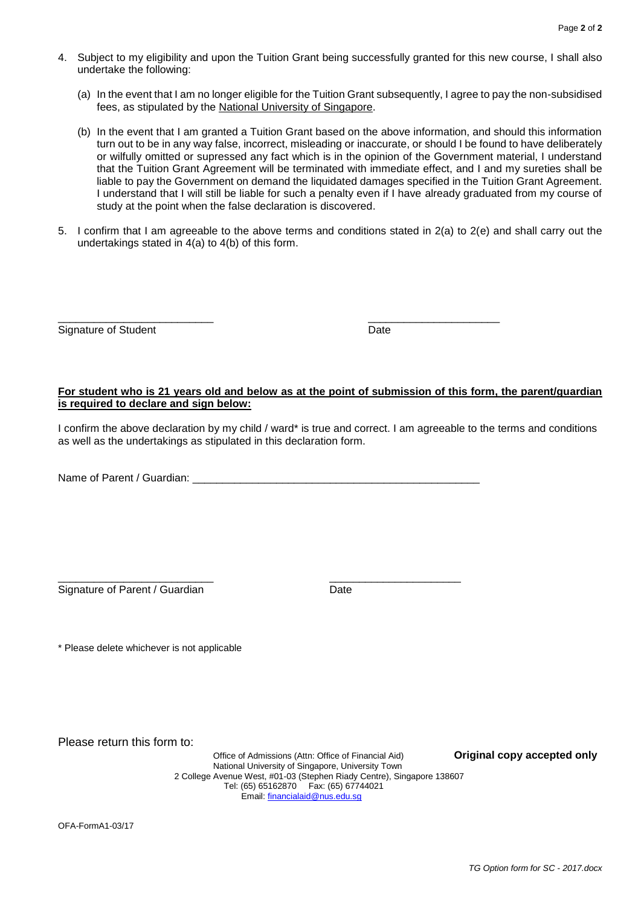4. Subject to my eligibility and upon the Tuition Grant being successfully granted for this new course, I shall also undertake the following:

   (a) In the event that I am no longer eligible for the Tuition Grant subsequently, I agree to pay the non-subsidised fees, as stipulated by the National University of Singapore.

   (b) In the event that I am granted a Tuition Grant based on the above information, and should this information turn out to be in any way false, incorrect, misleading or inaccurate, or should I be found to have deliberately or wilfully omitted or supressed any fact which is in the opinion of the Government material, I understand that the Tuition Grant Agreement will be terminated with immediate effect, and I and my sureties shall be liable to pay the Government on demand the liquidated damages specified in the Tuition Grant Agreement. I understand that I will still be liable for such a penalty even if I have already graduated from my course of study at the point when the false declaration is discovered.

5. I confirm that I am agreeable to the above terms and conditions stated in 2(a) to 2(e) and shall carry out the undertakings stated in 4(a) to 4(b) of this form.

\_\_\_\_\_\_\_\_\_\_\_\_\_\_\_\_\_\_\_\_\_\_\_\_\_\_ \_\_\_\_\_\_\_\_\_\_\_\_\_\_\_\_\_\_\_\_\_\_

Signature of Student Date

**For student who is 21 years old and below as at the point of submission of this form, the parent/guardian is required to declare and sign below:**

I confirm the above declaration by my child / ward* is true and correct. I am agreeable to the terms and conditions as well as the undertakings as stipulated in this declaration form.

Name of Parent / Guardian: \_\_\_\_\_\_\_\_\_\_\_\_\_\_\_\_\_\_\_\_\_\_\_\_\_\_\_\_\_\_\_\_\_\_\_\_\_\_\_\_\_\_\_\_\_\_\_\_\_\_

\_\_\_\_\_\_\_\_\_\_\_\_\_\_\_\_\_\_\_\_\_\_\_\_\_\_ \_\_\_\_\_\_\_\_\_\_\_\_\_\_\_\_\_\_\_\_\_\_

Signature of Parent / Guardian Date

* Please delete whichever is not applicable

Please return this form to:

Office of Admissions (Attn: Office of Financial Aid)
National University of Singapore, University Town
2 College Avenue West, #01-03 (Stephen Riady Centre), Singapore 138607
Tel: (65) 65162870 Fax: (65) 67744021
Email: financialaid@nus.edu.sg

**Original copy accepted only**

OFA-FormA1-03/17

*TG Option form for SC - 2017.docx*